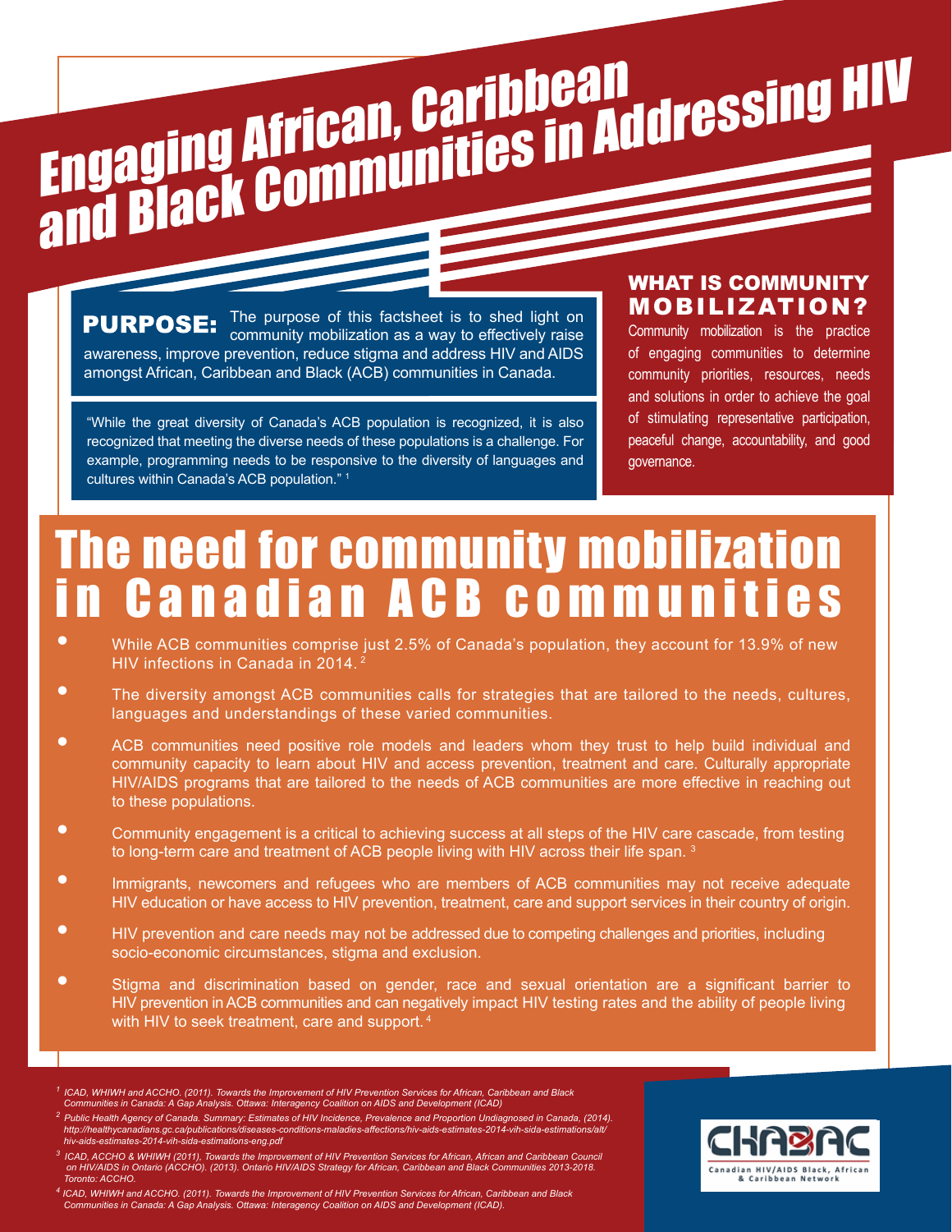# Engaging African, Caribbean and Black Communities in Addressing HIV

**PURPOSE:** The purpose of this factsheet is to shed light on community mobilization as a way to effectively raise awareness, improve prevention, reduce stigma and address HIV and AIDS amongst African, Caribbean and Black (ACB) communities in Canada.

"While the great diversity of Canada's ACB population is recognized, it is also recognized that meeting the diverse needs of these populations is a challenge. For example, programming needs to be responsive to the diversity of languages and cultures within Canada's ACB population." [1]

## WHAT IS COMMUNITY MOBILIZATION?

Community mobilization is the practice of engaging communities to determine community priorities, resources, needs and solutions in order to achieve the goal of stimulating representative participation, peaceful change, accountability, and good governance.

## The need for community mobilization in Canadian ACB communities

- While ACB communities comprise just 2.5% of Canada's population, they account for 13.9% of new HIV infections in Canada in 2014. [2]
- The diversity amongst ACB communities calls for strategies that are tailored to the needs, cultures, languages and understandings of these varied communities.
- ACB communities need positive role models and leaders whom they trust to help build individual and community capacity to learn about HIV and access prevention, treatment and care. Culturally appropriate HIV/AIDS programs that are tailored to the needs of ACB communities are more effective in reaching out to these populations.
- Community engagement is a critical to achieving success at all steps of the HIV care cascade, from testing to long-term care and treatment of ACB people living with HIV across their life span. [3]
- Immigrants, newcomers and refugees who are members of ACB communities may not receive adequate HIV education or have access to HIV prevention, treatment, care and support services in their country of origin.
- HIV prevention and care needs may not be addressed due to competing challenges and priorities, including socio-economic circumstances, stigma and exclusion.
- Stigma and discrimination based on gender, race and sexual orientation are a significant barrier to HIV prevention in ACB communities and can negatively impact HIV testing rates and the ability of people living with HIV to seek treatment, care and support. [4]

*[1] ICAD, WHIWH and ACCHO. (2011). Towards the Improvement of HIV Prevention Services for African, Caribbean and Black Communities in Canada: A Gap Analysis. Ottawa: Interagency Coalition on AIDS and Development (ICAD)*

*[2] Public Health Agency of Canada. Summary: Estimates of HIV Incidence, Prevalence and Proportion Undiagnosed in Canada, (2014). http://healthycanadians.gc.ca/publications/diseases-conditions-maladies-affections/hiv-aids-estimates-2014-vih-sida-estimations/alt/hiv-aids-estimates-2014-vih-sida-estimations-eng.pdf*

*[3] ICAD, ACCHO & WHIWH (2011), Towards the Improvement of HIV Prevention Services for African, African and Caribbean Council on HIV/AIDS in Ontario (ACCHO). (2013). Ontario HIV/AIDS Strategy for African, Caribbean and Black Communities 2013-2018. Toronto: ACCHO.*

*[4] ICAD, WHIWH and ACCHO. (2011). Towards the Improvement of HIV Prevention Services for African, Caribbean and Black Communities in Canada: A Gap Analysis. Ottawa: Interagency Coalition on AIDS and Development (ICAD).*

CHABAC
Canadian HIV/AIDS Black, African & Caribbean Network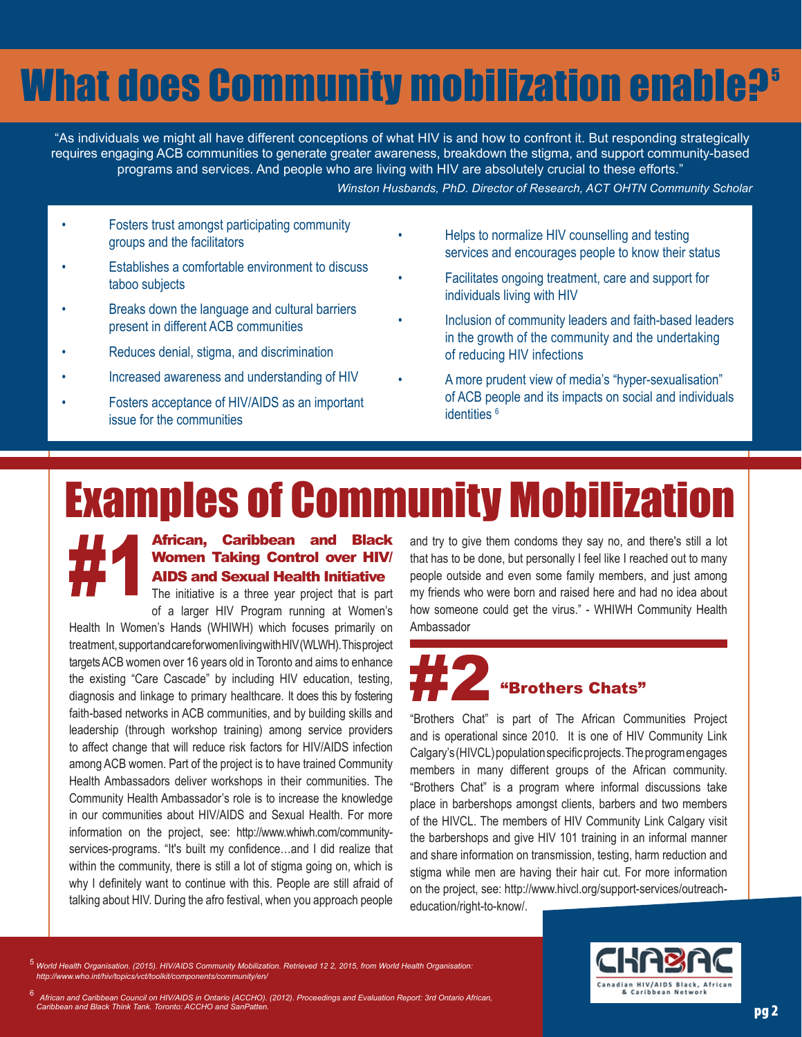# What does Community mobilization enable?[5]

"As individuals we might all have different conceptions of what HIV is and how to confront it. But responding strategically requires engaging ACB communities to generate greater awareness, breakdown the stigma, and support community-based programs and services. And people who are living with HIV are absolutely crucial to these efforts."

*Winston Husbands, PhD. Director of Research, ACT OHTN Community Scholar*

- Fosters trust amongst participating community groups and the facilitators
- Establishes a comfortable environment to discuss taboo subjects
- Breaks down the language and cultural barriers present in different ACB communities
- Reduces denial, stigma, and discrimination
- Increased awareness and understanding of HIV
- Fosters acceptance of HIV/AIDS as an important issue for the communities
- Helps to normalize HIV counselling and testing services and encourages people to know their status
- Facilitates ongoing treatment, care and support for individuals living with HIV
- Inclusion of community leaders and faith-based leaders in the growth of the community and the undertaking of reducing HIV infections
- A more prudent view of media's "hyper-sexualisation" of ACB people and its impacts on social and individuals identities [6]

# Examples of Community Mobilization

## #1 African, Caribbean and Black Women Taking Control over HIV/AIDS and Sexual Health Initiative

The initiative is a three year project that is part of a larger HIV Program running at Women's Health In Women's Hands (WHIWH) which focuses primarily on treatment, support and care for women living with HIV (WLWH). This project targets ACB women over 16 years old in Toronto and aims to enhance the existing "Care Cascade" by including HIV education, testing, diagnosis and linkage to primary healthcare. It does this by fostering faith-based networks in ACB communities, and by building skills and leadership (through workshop training) among service providers to affect change that will reduce risk factors for HIV/AIDS infection among ACB women. Part of the project is to have trained Community Health Ambassadors deliver workshops in their communities. The Community Health Ambassador's role is to increase the knowledge in our communities about HIV/AIDS and Sexual Health. For more information on the project, see: http://www.whiwh.com/community-services-programs. "It's built my confidence…and I did realize that within the community, there is still a lot of stigma going on, which is why I definitely want to continue with this. People are still afraid of talking about HIV. During the afro festival, when you approach people and try to give them condoms they say no, and there's still a lot that has to be done, but personally I feel like I reached out to many people outside and even some family members, and just among my friends who were born and raised here and had no idea about how someone could get the virus." - WHIWH Community Health Ambassador

## #2 "Brothers Chats"

"Brothers Chat" is part of The African Communities Project and is operational since 2010. It is one of HIV Community Link Calgary's (HIVCL) population specific projects. The program engages members in many different groups of the African community. "Brothers Chat" is a program where informal discussions take place in barbershops amongst clients, barbers and two members of the HIVCL. The members of HIV Community Link Calgary visit the barbershops and give HIV 101 training in an informal manner and share information on transmission, testing, harm reduction and stigma while men are having their hair cut. For more information on the project, see: http://www.hivcl.org/support-services/outreach-education/right-to-know/.

---

[5] *World Health Organisation. (2015). HIV/AIDS Community Mobilization. Retrieved 12 2, 2015, from World Health Organisation: http://www.who.int/hiv/topics/vct/toolkit/components/community/en/*

[6] *African and Caribbean Council on HIV/AIDS in Ontario (ACCHO). (2012). Proceedings and Evaluation Report: 3rd Ontario African, Caribbean and Black Think Tank. Toronto: ACCHO and SanPatten.*

CHABAC — Canadian HIV/AIDS Black, African & Caribbean Network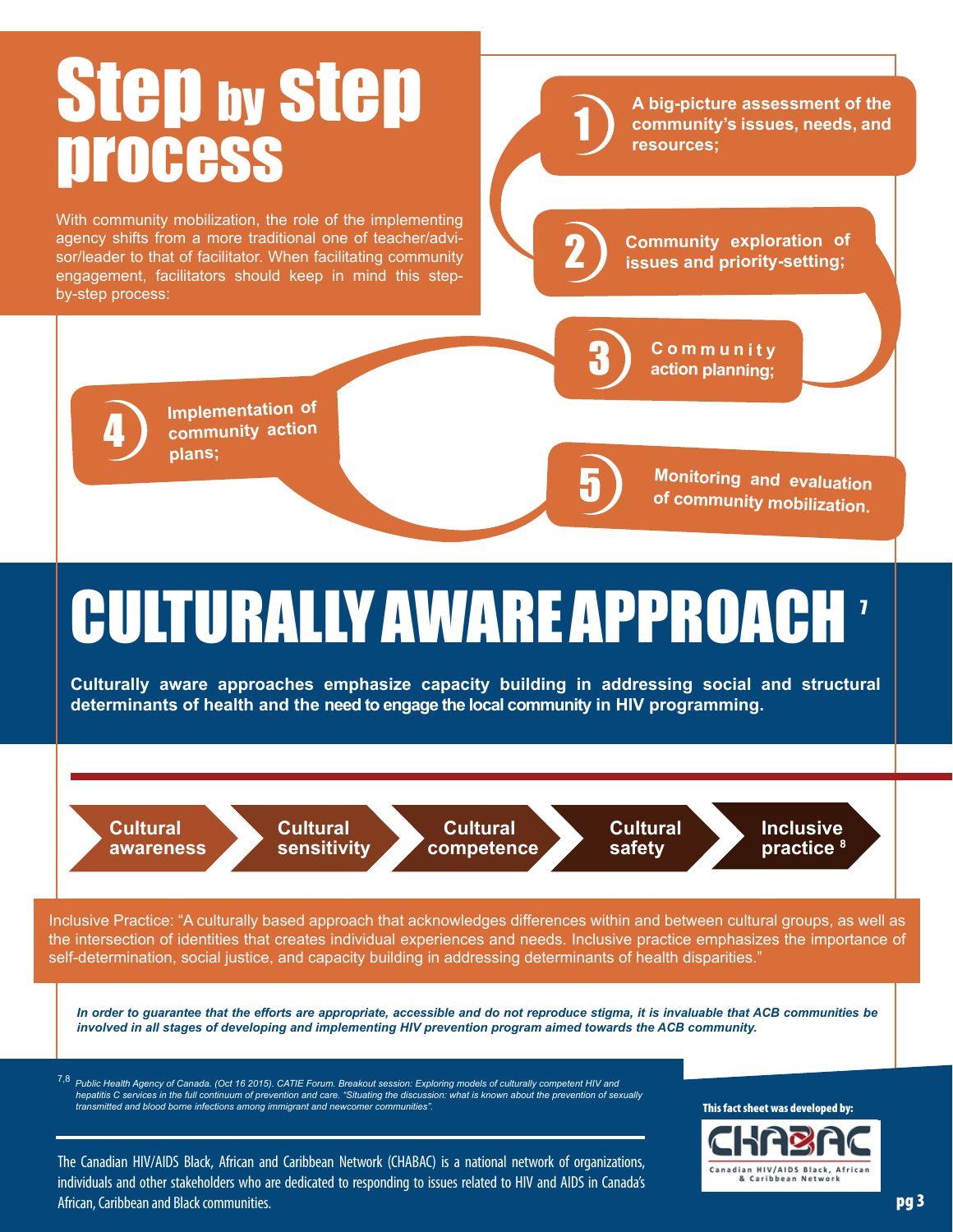# Step by step process

With community mobilization, the role of the implementing agency shifts from a more traditional one of teacher/advisor/leader to that of facilitator. When facilitating community engagement, facilitators should keep in mind this step-by-step process:

1) A big-picture assessment of the community's issues, needs, and resources;

2) Community exploration of issues and priority-setting;

3) Community action planning;

4) Implementation of community action plans;

5) Monitoring and evaluation of community mobilization.

# CULTURALLY AWARE APPROACH [7]

**Culturally aware approaches emphasize capacity building in addressing social and structural determinants of health and the need to engage the local community in HIV programming.**

Cultural awareness → Cultural sensitivity → Cultural competence → Cultural safety → Inclusive practice [8]

Inclusive Practice: "A culturally based approach that acknowledges differences within and between cultural groups, as well as the intersection of identities that creates individual experiences and needs. Inclusive practice emphasizes the importance of self-determination, social justice, and capacity building in addressing determinants of health disparities."

***In order to guarantee that the efforts are appropriate, accessible and do not reproduce stigma, it is invaluable that ACB communities be involved in all stages of developing and implementing HIV prevention program aimed towards the ACB community.***

[7,8] *Public Health Agency of Canada. (Oct 16 2015). CATIE Forum. Breakout session: Exploring models of culturally competent HIV and hepatitis C services in the full continuum of prevention and care. "Situating the discussion: what is known about the prevention of sexually transmitted and blood borne infections among immigrant and newcomer communities".*

The Canadian HIV/AIDS Black, African and Caribbean Network (CHABAC) is a national network of organizations, individuals and other stakeholders who are dedicated to responding to issues related to HIV and AIDS in Canada's African, Caribbean and Black communities.

**This fact sheet was developed by:**

CHABAC
Canadian HIV/AIDS Black, African & Caribbean Network